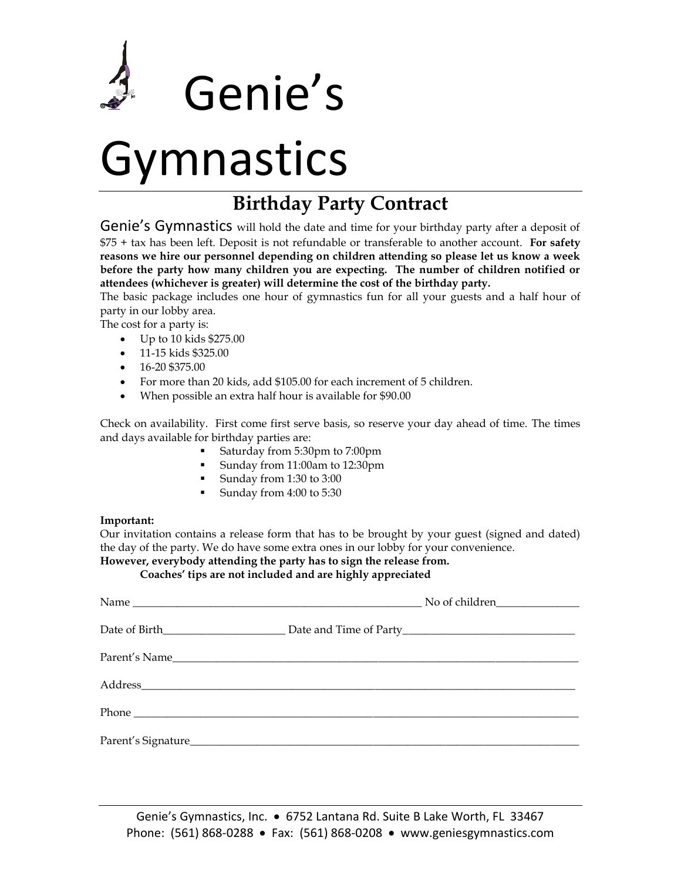# Genie's Gymnastics

## Birthday Party Contract

Genie's Gymnastics will hold the date and time for your birthday party after a deposit of $75 + tax has been left. Deposit is not refundable or transferable to another account. **For safety reasons we hire our personnel depending on children attending so please let us know a week before the party how many children you are expecting. The number of children notified or attendees (whichever is greater) will determine the cost of the birthday party.**

The basic package includes one hour of gymnastics fun for all your guests and a half hour of party in our lobby area.

The cost for a party is:

- Up to 10 kids $275.00
- 11-15 kids $325.00
- 16-20 $375.00
- For more than 20 kids, add $105.00 for each increment of 5 children.
- When possible an extra half hour is available for $90.00

Check on availability. First come first serve basis, so reserve your day ahead of time. The times and days available for birthday parties are:

- Saturday from 5:30pm to 7:00pm
- Sunday from 11:00am to 12:30pm
- Sunday from 1:30 to 3:00
- Sunday from 4:00 to 5:30

**Important:**

Our invitation contains a release form that has to be brought by your guest (signed and dated) the day of the party. We do have some extra ones in our lobby for your convenience.

**However, everybody attending the party has to sign the release from.**

**Coaches' tips are not included and are highly appreciated**

Name ______________________________________________ No of children______________

Date of Birth____________________ Date and Time of Party_____________________________

Parent's Name_____________________________________________________________________

Address__________________________________________________________________________

Phone ____________________________________________________________________________

Parent's Signature_________________________________________________________________

Genie's Gymnastics, Inc. • 6752 Lantana Rd. Suite B Lake Worth, FL 33467
Phone: (561) 868-0288 • Fax: (561) 868-0208 • www.geniesgymnastics.com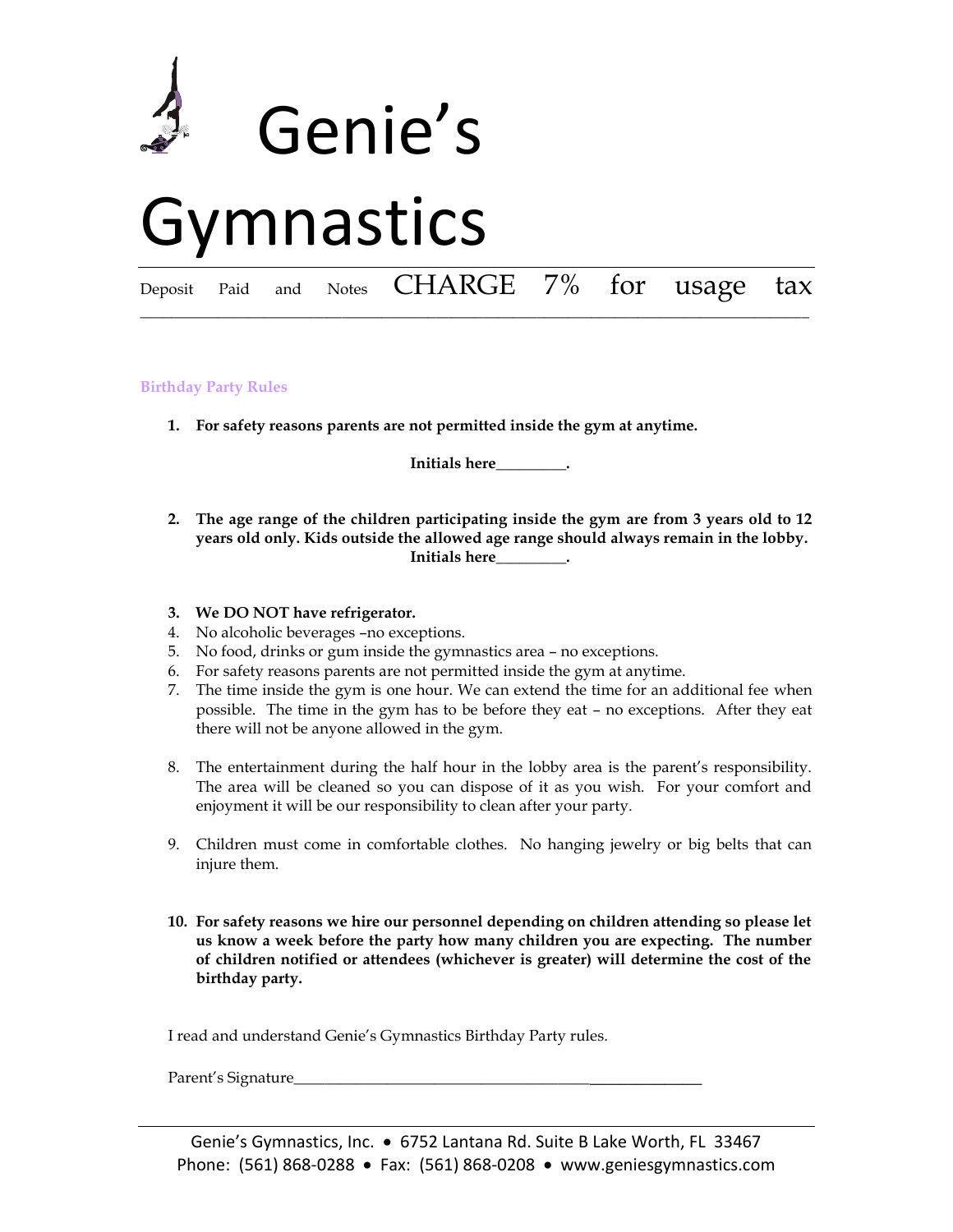# Genie's Gymnastics

Deposit Paid and Notes CHARGE 7% for usage tax

______________________________________________________________________________

### Birthday Party Rules

1. **For safety reasons parents are not permitted inside the gym at anytime.**

   **Initials here_________.**

2. **The age range of the children participating inside the gym are from 3 years old to 12 years old only. Kids outside the allowed age range should always remain in the lobby.**

   **Initials here_________.**

3. **We DO NOT have refrigerator.**
4. No alcoholic beverages –no exceptions.
5. No food, drinks or gum inside the gymnastics area – no exceptions.
6. For safety reasons parents are not permitted inside the gym at anytime.
7. The time inside the gym is one hour. We can extend the time for an additional fee when possible. The time in the gym has to be before they eat – no exceptions. After they eat there will not be anyone allowed in the gym.
8. The entertainment during the half hour in the lobby area is the parent's responsibility. The area will be cleaned so you can dispose of it as you wish. For your comfort and enjoyment it will be our responsibility to clean after your party.
9. Children must come in comfortable clothes. No hanging jewelry or big belts that can injure them.
10. **For safety reasons we hire our personnel depending on children attending so please let us know a week before the party how many children you are expecting. The number of children notified or attendees (whichever is greater) will determine the cost of the birthday party.**

I read and understand Genie's Gymnastics Birthday Party rules.

Parent's Signature_____________________________________________________

Genie's Gymnastics, Inc. • 6752 Lantana Rd. Suite B Lake Worth, FL 33467
Phone: (561) 868-0288 • Fax: (561) 868-0208 • www.geniesgymnastics.com